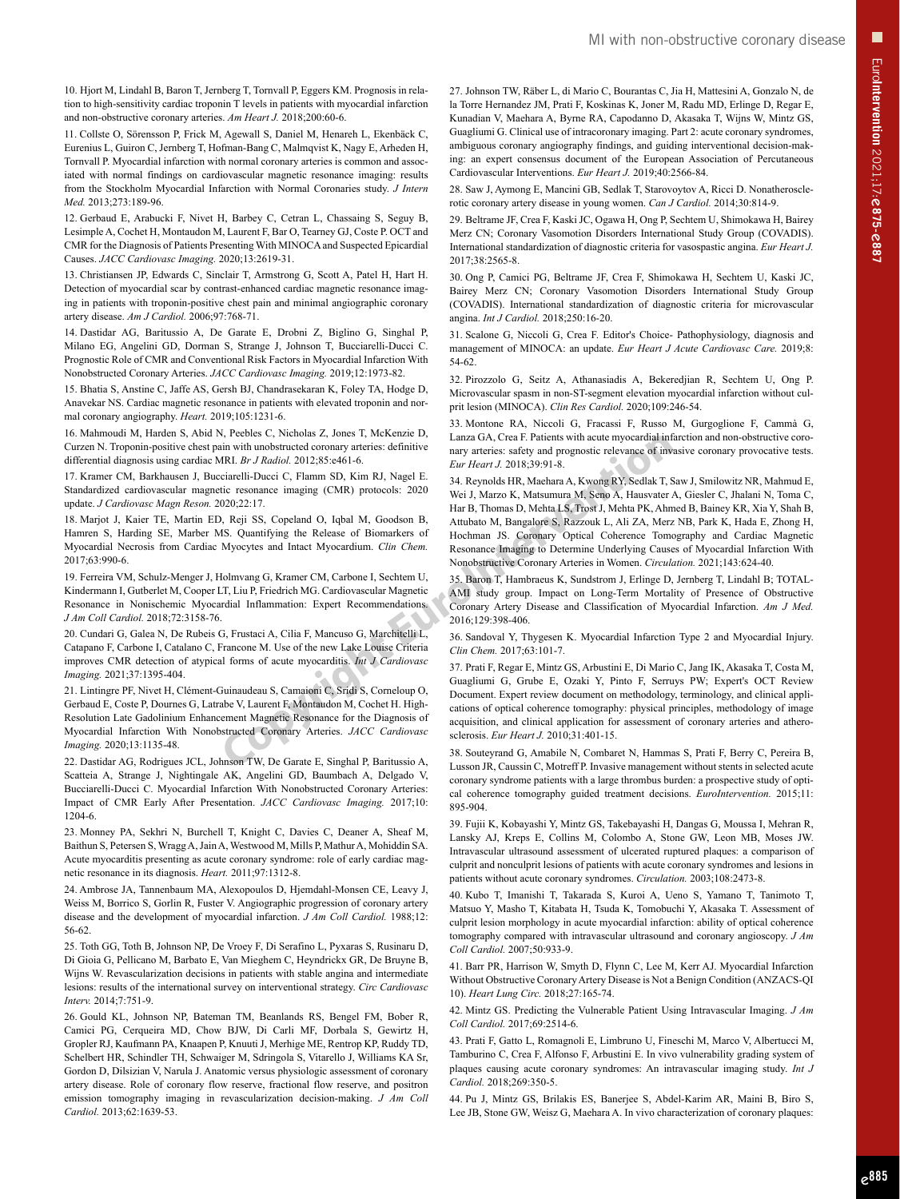10. Hjort M, Lindahl B, Baron T, Jernberg T, Tornvall P, Eggers KM. Prognosis in relation to high-sensitivity cardiac troponin T levels in patients with myocardial infarction and non-obstructive coronary arteries. *Am Heart J.* 2018;200:60-6.

11. Collste O, Sörensson P, Frick M, Agewall S, Daniel M, Henareh L, Ekenbäck C, Eurenius L, Guiron C, Jernberg T, Hofman-Bang C, Malmqvist K, Nagy E, Arheden H, Tornvall P. Myocardial infarction with normal coronary arteries is common and associated with normal findings on cardiovascular magnetic resonance imaging: results from the Stockholm Myocardial Infarction with Normal Coronaries study. *J Intern Med.* 2013;273:189-96.

12. Gerbaud E, Arabucki F, Nivet H, Barbey C, Cetran L, Chassaing S, Seguy B, Lesimple A, Cochet H, Montaudon M, Laurent F, Bar O, Tearney GJ, Coste P. OCT and CMR for the Diagnosis of Patients Presenting With MINOCA and Suspected Epicardial Causes. *JACC Cardiovasc Imaging.* 2020;13:2619-31.

13. Christiansen JP, Edwards C, Sinclair T, Armstrong G, Scott A, Patel H, Hart H. Detection of myocardial scar by contrast-enhanced cardiac magnetic resonance imaging in patients with troponin-positive chest pain and minimal angiographic coronary artery disease. *Am J Cardiol.* 2006;97:768-71.

14. Dastidar AG, Baritussio A, De Garate E, Drobni Z, Biglino G, Singhal P, Milano EG, Angelini GD, Dorman S, Strange J, Johnson T, Bucciarelli-Ducci C. Prognostic Role of CMR and Conventional Risk Factors in Myocardial Infarction With Nonobstructed Coronary Arteries. *JACC Cardiovasc Imaging.* 2019;12:1973-82.

15. Bhatia S, Anstine C, Jaffe AS, Gersh BJ, Chandrasekaran K, Foley TA, Hodge D, Anavekar NS. Cardiac magnetic resonance in patients with elevated troponin and normal coronary angiography. *Heart.* 2019;105:1231-6.

16. Mahmoudi M, Harden S, Abid N, Peebles C, Nicholas Z, Jones T, McKenzie D, Curzen N. Troponin-positive chest pain with unobstructed coronary arteries: definitive differential diagnosis using cardiac MRI. *Br J Radiol.* 2012;85:e461-6.

17. Kramer CM, Barkhausen J, Bucciarelli-Ducci C, Flamm SD, Kim RJ, Nagel E. Standardized cardiovascular magnetic resonance imaging (CMR) protocols: 2020 update. *J Cardiovasc Magn Reson.* 2020;22:17.

18. Marjot J, Kaier TE, Martin ED, Reji SS, Copeland O, Iqbal M, Goodson B, Hamren S, Harding SE, Marber MS. Quantifying the Release of Biomarkers of Myocardial Necrosis from Cardiac Myocytes and Intact Myocardium. *Clin Chem.* 2017;63:990-6.

19. Ferreira VM, Schulz-Menger J, Holmvang G, Kramer CM, Carbone I, Sechtem U, Kindermann I, Gutberlet M, Cooper LT, Liu P, Friedrich MG. Cardiovascular Magnetic Resonance in Nonischemic Myocardial Inflammation: Expert Recommendations. *J Am Coll Cardiol.* 2018;72:3158-76.

20. Cundari G, Galea N, De Rubeis G, Frustaci A, Cilia F, Mancuso G, Marchitelli L, Catapano F, Carbone I, Catalano C, Francone M. Use of the new Lake Louise Criteria improves CMR detection of atypical forms of acute myocarditis. *Int J Cardiovasc Imaging.* 2021;37:1395-404.

21. Lintingre PF, Nivet H, Clément-Guinaudeau S, Camaioni C, Sridi S, Corneloup O, Gerbaud E, Coste P, Dournes G, Latrabe V, Laurent F, Montaudon M, Cochet H. High-Resolution Late Gadolinium Enhancement Magnetic Resonance for the Diagnosis of Myocardial Infarction With Nonobstructed Coronary Arteries. *JACC Cardiovasc Imaging.* 2020;13:1135-48.

22. Dastidar AG, Rodrigues JCL, Johnson TW, De Garate E, Singhal P, Baritussio A, Scatteia A, Strange J, Nightingale AK, Angelini GD, Baumbach A, Delgado V, Bucciarelli-Ducci C. Myocardial Infarction With Nonobstructed Coronary Arteries: Impact of CMR Early After Presentation. *JACC Cardiovasc Imaging.* 2017;10:1204-6.

23. Monney PA, Sekhri N, Burchell T, Knight C, Davies C, Deaner A, Sheaf M, Baithun S, Petersen S, Wragg A, Jain A, Westwood M, Mills P, Mathur A, Mohiddin SA. Acute myocarditis presenting as acute coronary syndrome: role of early cardiac magnetic resonance in its diagnosis. *Heart.* 2011;97:1312-8.

24. Ambrose JA, Tannenbaum MA, Alexopoulos D, Hjemdahl-Monsen CE, Leavy J, Weiss M, Borrico S, Gorlin R, Fuster V. Angiographic progression of coronary artery disease and the development of myocardial infarction. *J Am Coll Cardiol.* 1988;12:56-62.

25. Toth GG, Toth B, Johnson NP, De Vroey F, Di Serafino L, Pyxaras S, Rusinaru D, Di Gioia G, Pellicano M, Barbato E, Van Mieghem C, Heyndrickx GR, De Bruyne B, Wijns W. Revascularization decisions in patients with stable angina and intermediate lesions: results of the international survey on interventional strategy. *Circ Cardiovasc Interv.* 2014;7:751-9.

26. Gould KL, Johnson NP, Bateman TM, Beanlands RS, Bengel FM, Bober R, Camici PG, Cerqueira MD, Chow BJW, Di Carli MF, Dorbala S, Gewirtz H, Gropler RJ, Kaufmann PA, Knaapen P, Knuuti J, Merhige ME, Rentrop KP, Ruddy TD, Schelbert HR, Schindler TH, Schwaiger M, Sdringola S, Vitarello J, Williams KA Sr, Gordon D, Dilsizian V, Narula J. Anatomic versus physiologic assessment of coronary artery disease. Role of coronary flow reserve, fractional flow reserve, and positron emission tomography imaging in revascularization decision-making. *J Am Coll Cardiol.* 2013;62:1639-53.

27. Johnson TW, Räber L, di Mario C, Bourantas C, Jia H, Mattesini A, Gonzalo N, de la Torre Hernandez JM, Prati F, Koskinas K, Joner M, Radu MD, Erlinge D, Regar E, Kunadian V, Maehara A, Byrne RA, Capodanno D, Akasaka T, Wijns W, Mintz GS, Guagliumi G. Clinical use of intracoronary imaging. Part 2: acute coronary syndromes, ambiguous coronary angiography findings, and guiding interventional decision-making: an expert consensus document of the European Association of Percutaneous Cardiovascular Interventions. *Eur Heart J.* 2019;40:2566-84.

28. Saw J, Aymong E, Mancini GB, Sedlak T, Starovoytov A, Ricci D. Nonatherosclerotic coronary artery disease in young women. *Can J Cardiol.* 2014;30:814-9.

29. Beltrame JF, Crea F, Kaski JC, Ogawa H, Ong P, Sechtem U, Shimokawa H, Bairey Merz CN; Coronary Vasomotion Disorders International Study Group (COVADIS). International standardization of diagnostic criteria for vasospastic angina. *Eur Heart J.* 2017;38:2565-8.

30. Ong P, Camici PG, Beltrame JF, Crea F, Shimokawa H, Sechtem U, Kaski JC, Bairey Merz CN; Coronary Vasomotion Disorders International Study Group (COVADIS). International standardization of diagnostic criteria for microvascular angina. *Int J Cardiol.* 2018;250:16-20.

31. Scalone G, Niccoli G, Crea F. Editor's Choice- Pathophysiology, diagnosis and management of MINOCA: an update. *Eur Heart J Acute Cardiovasc Care.* 2019;8:54-62.

32. Pirozzolo G, Seitz A, Athanasiadis A, Bekeredjian R, Sechtem U, Ong P. Microvascular spasm in non-ST-segment elevation myocardial infarction without culprit lesion (MINOCA). *Clin Res Cardiol.* 2020;109:246-54.

33. Montone RA, Niccoli G, Fracassi F, Russo M, Gurgoglione F, Cammà G, Lanza GA, Crea F. Patients with acute myocardial infarction and non-obstructive coronary arteries: safety and prognostic relevance of invasive coronary provocative tests. *Eur Heart J.* 2018;39:91-8.

34. Reynolds HR, Maehara A, Kwong RY, Sedlak T, Saw J, Smilowitz NR, Mahmud E, Wei J, Marzo K, Matsumura M, Seno A, Hausvater A, Giesler C, Jhalani N, Toma C, Har B, Thomas D, Mehta LS, Trost J, Mehta PK, Ahmed B, Bainey KR, Xia Y, Shah B, Attubato M, Bangalore S, Razzouk L, Ali ZA, Merz NB, Park K, Hada E, Zhong H, Hochman JS. Coronary Optical Coherence Tomography and Cardiac Magnetic Resonance Imaging to Determine Underlying Causes of Myocardial Infarction With Nonobstructive Coronary Arteries in Women. *Circulation.* 2021;143:624-40.

35. Baron T, Hambraeus K, Sundstrom J, Erlinge D, Jernberg T, Lindahl B; TOTAL-AMI study group. Impact on Long-Term Mortality of Presence of Obstructive Coronary Artery Disease and Classification of Myocardial Infarction. *Am J Med.* 2016;129:398-406.

36. Sandoval Y, Thygesen K. Myocardial Infarction Type 2 and Myocardial Injury. *Clin Chem.* 2017;63:101-7.

37. Prati F, Regar E, Mintz GS, Arbustini E, Di Mario C, Jang IK, Akasaka T, Costa M, Guagliumi G, Grube E, Ozaki Y, Pinto F, Serruys PW; Expert's OCT Review Document. Expert review document on methodology, terminology, and clinical applications of optical coherence tomography: physical principles, methodology of image acquisition, and clinical application for assessment of coronary arteries and atherosclerosis. *Eur Heart J.* 2010;31:401-15.

38. Souteyrand G, Amabile N, Combaret N, Hammas S, Prati F, Berry C, Pereira B, Lusson JR, Caussin C, Motreff P. Invasive management without stents in selected acute coronary syndrome patients with a large thrombus burden: a prospective study of optical coherence tomography guided treatment decisions. *EuroIntervention.* 2015;11:895-904.

39. Fujii K, Kobayashi Y, Mintz GS, Takebayashi H, Dangas G, Moussa I, Mehran R, Lansky AJ, Kreps E, Collins M, Colombo A, Stone GW, Leon MB, Moses JW. Intravascular ultrasound assessment of ulcerated ruptured plaques: a comparison of culprit and nonculprit lesions of patients with acute coronary syndromes and lesions in patients without acute coronary syndromes. *Circulation.* 2003;108:2473-8.

40. Kubo T, Imanishi T, Takarada S, Kuroi A, Ueno S, Yamano T, Tanimoto T, Matsuo Y, Masho T, Kitabata H, Tsuda K, Tomobuchi Y, Akasaka T. Assessment of culprit lesion morphology in acute myocardial infarction: ability of optical coherence tomography compared with intravascular ultrasound and coronary angioscopy. *J Am Coll Cardiol.* 2007;50:933-9.

41. Barr PR, Harrison W, Smyth D, Flynn C, Lee M, Kerr AJ. Myocardial Infarction Without Obstructive Coronary Artery Disease is Not a Benign Condition (ANZACS-QI 10). *Heart Lung Circ.* 2018;27:165-74.

42. Mintz GS. Predicting the Vulnerable Patient Using Intravascular Imaging. *J Am Coll Cardiol.* 2017;69:2514-6.

43. Prati F, Gatto L, Romagnoli E, Limbruno U, Fineschi M, Marco V, Albertucci M, Tamburino C, Crea F, Alfonso F, Arbustini E. In vivo vulnerability grading system of plaques causing acute coronary syndromes: An intravascular imaging study. *Int J Cardiol.* 2018;269:350-5.

44. Pu J, Mintz GS, Brilakis ES, Banerjee S, Abdel-Karim AR, Maini B, Biro S, Lee JB, Stone GW, Weisz G, Maehara A. In vivo characterization of coronary plaques: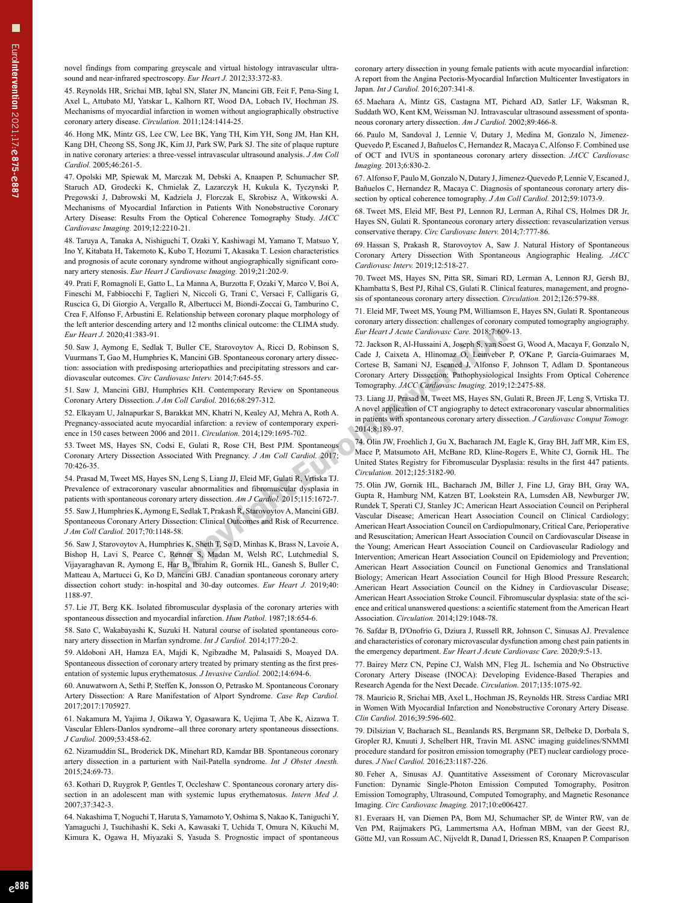novel findings from comparing greyscale and virtual histology intravascular ultrasound and near-infrared spectroscopy. *Eur Heart J.* 2012;33:372-83.

45. Reynolds HR, Srichai MB, Iqbal SN, Slater JN, Mancini GB, Feit F, Pena-Sing I, Axel L, Attubato MJ, Yatskar L, Kalhorn RT, Wood DA, Lobach IV, Hochman JS. Mechanisms of myocardial infarction in women without angiographically obstructive coronary artery disease. *Circulation.* 2011;124:1414-25.

46. Hong MK, Mintz GS, Lee CW, Lee BK, Yang TH, Kim YH, Song JM, Han KH, Kang DH, Cheong SS, Song JK, Kim JJ, Park SW, Park SJ. The site of plaque rupture in native coronary arteries: a three-vessel intravascular ultrasound analysis. *J Am Coll Cardiol.* 2005;46:261-5.

47. Opolski MP, Spiewak M, Marczak M, Debski A, Knaapen P, Schumacher SP, Staruch AD, Grodecki K, Chmielak Z, Lazarczyk H, Kukula K, Tyczynski P, Pregowski J, Dabrowski M, Kadziela J, Florczak E, Skrobisz A, Witkowski A. Mechanisms of Myocardial Infarction in Patients With Nonobstructive Coronary Artery Disease: Results From the Optical Coherence Tomography Study. *JACC Cardiovasc Imaging.* 2019;12:2210-21.

48. Taruya A, Tanaka A, Nishiguchi T, Ozaki Y, Kashiwagi M, Yamano T, Matsuo Y, Ino Y, Kitabata H, Takemoto K, Kubo T, Hozumi T, Akasaka T. Lesion characteristics and prognosis of acute coronary syndrome without angiographically significant coronary artery stenosis. *Eur Heart J Cardiovasc Imaging.* 2019;21:202-9.

49. Prati F, Romagnoli E, Gatto L, La Manna A, Burzotta F, Ozaki Y, Marco V, Boi A, Fineschi M, Fabbiocchi F, Taglieri N, Niccoli G, Trani C, Versaci F, Calligaris G, Ruscica G, Di Giorgio A, Vergallo R, Albertucci M, Biondi-Zoccai G, Tamburino C, Crea F, Alfonso F, Arbustini E. Relationship between coronary plaque morphology of the left anterior descending artery and 12 months clinical outcome: the CLIMA study. *Eur Heart J.* 2020;41:383-91.

50. Saw J, Aymong E, Sedlak T, Buller CE, Starovoytov A, Ricci D, Robinson S, Vuurmans T, Gao M, Humphries K, Mancini GB. Spontaneous coronary artery dissection: association with predisposing arteriopathies and precipitating stressors and cardiovascular outcomes. *Circ Cardiovasc Interv.* 2014;7:645-55.

51. Saw J, Mancini GBJ, Humphries KH. Contemporary Review on Spontaneous Coronary Artery Dissection. *J Am Coll Cardiol.* 2016;68:297-312.

52. Elkayam U, Jalnapurkar S, Barakkat MN, Khatri N, Kealey AJ, Mehra A, Roth A. Pregnancy-associated acute myocardial infarction: a review of contemporary experience in 150 cases between 2006 and 2011. *Circulation.* 2014;129:1695-702.

53. Tweet MS, Hayes SN, Codsi E, Gulati R, Rose CH, Best PJM. Spontaneous Coronary Artery Dissection Associated With Pregnancy. *J Am Coll Cardiol.* 2017;70:426-35.

54. Prasad M, Tweet MS, Hayes SN, Leng S, Liang JJ, Eleid MF, Gulati R, Vrtiska TJ. Prevalence of extracoronary vascular abnormalities and fibromuscular dysplasia in patients with spontaneous coronary artery dissection. *Am J Cardiol.* 2015;115:1672-7.

55. Saw J, Humphries K, Aymong E, Sedlak T, Prakash R, Starovoytov A, Mancini GBJ. Spontaneous Coronary Artery Dissection: Clinical Outcomes and Risk of Recurrence. *J Am Coll Cardiol.* 2017;70:1148-58.

56. Saw J, Starovoytov A, Humphries K, Sheth T, So D, Minhas K, Brass N, Lavoie A, Bishop H, Lavi S, Pearce C, Renner S, Madan M, Welsh RC, Lutchmedial S, Vijayaraghavan R, Aymong E, Har B, Ibrahim R, Gornik HL, Ganesh S, Buller C, Matteau A, Martucci G, Ko D, Mancini GBJ. Canadian spontaneous coronary artery dissection cohort study: in-hospital and 30-day outcomes. *Eur Heart J.* 2019;40:1188-97.

57. Lie JT, Berg KK. Isolated fibromuscular dysplasia of the coronary arteries with spontaneous dissection and myocardial infarction. *Hum Pathol.* 1987;18:654-6.

58. Sato C, Wakabayashi K, Suzuki H. Natural course of isolated spontaneous coronary artery dissection in Marfan syndrome. *Int J Cardiol.* 2014;177:20-2.

59. Aldoboni AH, Hamza EA, Majdi K, Ngibzadhe M, Palasaidi S, Moayed DA. Spontaneous dissection of coronary artery treated by primary stenting as the first presentation of systemic lupus erythematosus. *J Invasive Cardiol.* 2002;14:694-6.

60. Anuwatworn A, Sethi P, Steffen K, Jonsson O, Petrasko M. Spontaneous Coronary Artery Dissection: A Rare Manifestation of Alport Syndrome. *Case Rep Cardiol.* 2017;2017:1705927.

61. Nakamura M, Yajima J, Oikawa Y, Ogasawara K, Uejima T, Abe K, Aizawa T. Vascular Ehlers-Danlos syndrome--all three coronary artery spontaneous dissections. *J Cardiol.* 2009;53:458-62.

62. Nizamuddin SL, Broderick DK, Minehart RD, Kamdar BB. Spontaneous coronary artery dissection in a parturient with Nail-Patella syndrome. *Int J Obstet Anesth.* 2015;24:69-73.

63. Kothari D, Ruygrok P, Gentles T, Occleshaw C. Spontaneous coronary artery dissection in an adolescent man with systemic lupus erythematosus. *Intern Med J.* 2007;37:342-3.

64. Nakashima T, Noguchi T, Haruta S, Yamamoto Y, Oshima S, Nakao K, Taniguchi Y, Yamaguchi J, Tsuchihashi K, Seki A, Kawasaki T, Uchida T, Omura N, Kikuchi M, Kimura K, Ogawa H, Miyazaki S, Yasuda S. Prognostic impact of spontaneous coronary artery dissection in young female patients with acute myocardial infarction: A report from the Angina Pectoris-Myocardial Infarction Multicenter Investigators in Japan. *Int J Cardiol.* 2016;207:341-8.

65. Maehara A, Mintz GS, Castagna MT, Pichard AD, Satler LF, Waksman R, Suddath WO, Kent KM, Weissman NJ. Intravascular ultrasound assessment of spontaneous coronary artery dissection. *Am J Cardiol.* 2002;89:466-8.

66. Paulo M, Sandoval J, Lennie V, Dutary J, Medina M, Gonzalo N, Jimenez-Quevedo P, Escaned J, Bañuelos C, Hernandez R, Macaya C, Alfonso F. Combined use of OCT and IVUS in spontaneous coronary artery dissection. *JACC Cardiovasc Imaging.* 2013;6:830-2.

67. Alfonso F, Paulo M, Gonzalo N, Dutary J, Jimenez-Quevedo P, Lennie V, Escaned J, Bañuelos C, Hernandez R, Macaya C. Diagnosis of spontaneous coronary artery dissection by optical coherence tomography. *J Am Coll Cardiol.* 2012;59:1073-9.

68. Tweet MS, Eleid MF, Best PJ, Lennon RJ, Lerman A, Rihal CS, Holmes DR Jr, Hayes SN, Gulati R. Spontaneous coronary artery dissection: revascularization versus conservative therapy. *Circ Cardiovasc Interv.* 2014;7:777-86.

69. Hassan S, Prakash R, Starovoytov A, Saw J. Natural History of Spontaneous Coronary Artery Dissection With Spontaneous Angiographic Healing. *JACC Cardiovasc Interv.* 2019;12:518-27.

70. Tweet MS, Hayes SN, Pitta SR, Simari RD, Lerman A, Lennon RJ, Gersh BJ, Khambatta S, Best PJ, Rihal CS, Gulati R. Clinical features, management, and prognosis of spontaneous coronary artery dissection. *Circulation.* 2012;126:579-88.

71. Eleid MF, Tweet MS, Young PM, Williamson E, Hayes SN, Gulati R. Spontaneous coronary artery dissection: challenges of coronary computed tomography angiography. *Eur Heart J Acute Cardiovasc Care.* 2018;7:609-13.

72. Jackson R, Al-Hussaini A, Joseph S, van Soest G, Wood A, Macaya F, Gonzalo N, Cade J, Caixeta A, Hlinomaz O, Leinveber P, O'Kane P, García-Guimaraes M, Cortese B, Samani NJ, Escaned J, Alfonso F, Johnson T, Adlam D. Spontaneous Coronary Artery Dissection: Pathophysiological Insights From Optical Coherence Tomography. *JACC Cardiovasc Imaging.* 2019;12:2475-88.

73. Liang JJ, Prasad M, Tweet MS, Hayes SN, Gulati R, Breen JF, Leng S, Vrtiska TJ. A novel application of CT angiography to detect extracoronary vascular abnormalities in patients with spontaneous coronary artery dissection. *J Cardiovasc Comput Tomogr.* 2014;8:189-97.

74. Olin JW, Froehlich J, Gu X, Bacharach JM, Eagle K, Gray BH, Jaff MR, Kim ES, Mace P, Matsumoto AH, McBane RD, Kline-Rogers E, White CJ, Gornik HL. The United States Registry for Fibromuscular Dysplasia: results in the first 447 patients. *Circulation.* 2012;125:3182-90.

75. Olin JW, Gornik HL, Bacharach JM, Biller J, Fine LJ, Gray BH, Gray WA, Gupta R, Hamburg NM, Katzen BT, Lookstein RA, Lumsden AB, Newburger JW, Rundek T, Sperati CJ, Stanley JC; American Heart Association Council on Peripheral Vascular Disease; American Heart Association Council on Clinical Cardiology; American Heart Association Council on Cardiopulmonary, Critical Care, Perioperative and Resuscitation; American Heart Association Council on Cardiovascular Disease in the Young; American Heart Association Council on Cardiovascular Radiology and Intervention; American Heart Association Council on Epidemiology and Prevention; American Heart Association Council on Functional Genomics and Translational Biology; American Heart Association Council for High Blood Pressure Research; American Heart Association Council on the Kidney in Cardiovascular Disease; American Heart Association Stroke Council. Fibromuscular dysplasia: state of the science and critical unanswered questions: a scientific statement from the American Heart Association. *Circulation.* 2014;129:1048-78.

76. Safdar B, D'Onofrio G, Dziura J, Russell RR, Johnson C, Sinusas AJ. Prevalence and characteristics of coronary microvascular dysfunction among chest pain patients in the emergency department. *Eur Heart J Acute Cardiovasc Care.* 2020;9:5-13.

77. Bairey Merz CN, Pepine CJ, Walsh MN, Fleg JL. Ischemia and No Obstructive Coronary Artery Disease (INOCA): Developing Evidence-Based Therapies and Research Agenda for the Next Decade. *Circulation.* 2017;135:1075-92.

78. Mauricio R, Srichai MB, Axel L, Hochman JS, Reynolds HR. Stress Cardiac MRI in Women With Myocardial Infarction and Nonobstructive Coronary Artery Disease. *Clin Cardiol.* 2016;39:596-602.

79. Dilsizian V, Bacharach SL, Beanlands RS, Bergmann SR, Delbeke D, Dorbala S, Gropler RJ, Knuuti J, Schelbert HR, Travin MI. ASNC imaging guidelines/SNMMI procedure standard for positron emission tomography (PET) nuclear cardiology procedures. *J Nucl Cardiol.* 2016;23:1187-226.

80. Feher A, Sinusas AJ. Quantitative Assessment of Coronary Microvascular Function: Dynamic Single-Photon Emission Computed Tomography, Positron Emission Tomography, Ultrasound, Computed Tomography, and Magnetic Resonance Imaging. *Circ Cardiovasc Imaging.* 2017;10:e006427.

81. Everaars H, van Diemen PA, Bom MJ, Schumacher SP, de Winter RW, van de Ven PM, Raijmakers PG, Lammertsma AA, Hofman MBM, van der Geest RJ, Götte MJ, van Rossum AC, Nijveldt R, Danad I, Driessen RS, Knaapen P. Comparison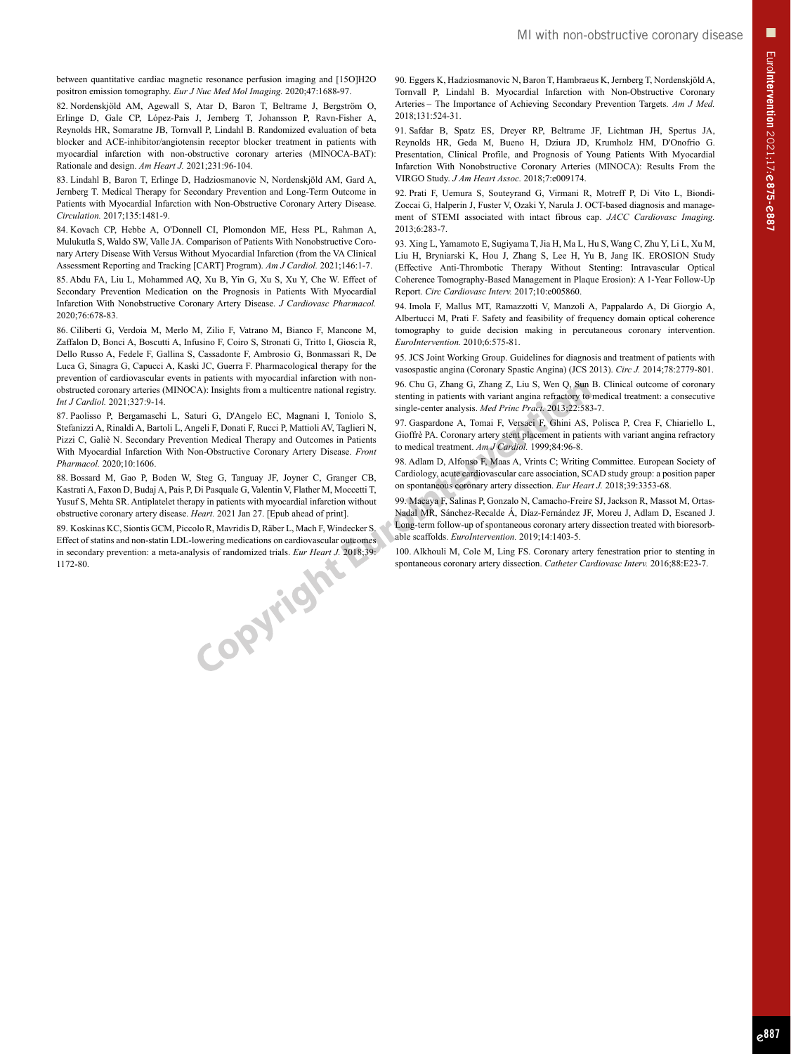between quantitative cardiac magnetic resonance perfusion imaging and [15O]H2O positron emission tomography. *Eur J Nuc Med Mol Imaging.* 2020;47:1688-97.

82. Nordenskjöld AM, Agewall S, Atar D, Baron T, Beltrame J, Bergström O, Erlinge D, Gale CP, López-Pais J, Jernberg T, Johansson P, Ravn-Fisher A, Reynolds HR, Somaratne JB, Tornvall P, Lindahl B. Randomized evaluation of beta blocker and ACE-inhibitor/angiotensin receptor blocker treatment in patients with myocardial infarction with non-obstructive coronary arteries (MINOCA-BAT): Rationale and design. *Am Heart J.* 2021;231:96-104.

83. Lindahl B, Baron T, Erlinge D, Hadziosmanovic N, Nordenskjöld AM, Gard A, Jernberg T. Medical Therapy for Secondary Prevention and Long-Term Outcome in Patients with Myocardial Infarction with Non-Obstructive Coronary Artery Disease. *Circulation.* 2017;135:1481-9.

84. Kovach CP, Hebbe A, O'Donnell CI, Plomondon ME, Hess PL, Rahman A, Mulukutla S, Waldo SW, Valle JA. Comparison of Patients With Nonobstructive Coronary Artery Disease With Versus Without Myocardial Infarction (from the VA Clinical Assessment Reporting and Tracking [CART] Program). *Am J Cardiol.* 2021;146:1-7.

85. Abdu FA, Liu L, Mohammed AQ, Xu B, Yin G, Xu S, Xu Y, Che W. Effect of Secondary Prevention Medication on the Prognosis in Patients With Myocardial Infarction With Nonobstructive Coronary Artery Disease. *J Cardiovasc Pharmacol.* 2020;76:678-83.

86. Ciliberti G, Verdoia M, Merlo M, Zilio F, Vatrano M, Bianco F, Mancone M, Zaffalon D, Bonci A, Boscutti A, Infusino F, Coiro S, Stronati G, Tritto I, Gioscia R, Dello Russo A, Fedele F, Gallina S, Cassadonte F, Ambrosio G, Bonmassari R, De Luca G, Sinagra G, Capucci A, Kaski JC, Guerra F. Pharmacological therapy for the prevention of cardiovascular events in patients with myocardial infarction with non-obstructed coronary arteries (MINOCA): Insights from a multicentre national registry. *Int J Cardiol.* 2021;327:9-14.

87. Paolisso P, Bergamaschi L, Saturi G, D'Angelo EC, Magnani I, Toniolo S, Stefanizzi A, Rinaldi A, Bartoli L, Angeli F, Donati F, Rucci P, Mattioli AV, Taglieri N, Pizzi C, Galiè N. Secondary Prevention Medical Therapy and Outcomes in Patients With Myocardial Infarction With Non-Obstructive Coronary Artery Disease. *Front Pharmacol.* 2020;10:1606.

88. Bossard M, Gao P, Boden W, Steg G, Tanguay JF, Joyner C, Granger CB, Kastrati A, Faxon D, Budaj A, Pais P, Di Pasquale G, Valentin V, Flather M, Moccetti T, Yusuf S, Mehta SR. Antiplatelet therapy in patients with myocardial infarction without obstructive coronary artery disease. *Heart.* 2021 Jan 27. [Epub ahead of print].

89. Koskinas KC, Siontis GCM, Piccolo R, Mavridis D, Räber L, Mach F, Windecker S. Effect of statins and non-statin LDL-lowering medications on cardiovascular outcomes in secondary prevention: a meta-analysis of randomized trials. *Eur Heart J.* 2018;39:1172-80.

90. Eggers K, Hadziosmanovic N, Baron T, Hambraeus K, Jernberg T, Nordenskjöld A, Tornvall P, Lindahl B. Myocardial Infarction with Non-Obstructive Coronary Arteries – The Importance of Achieving Secondary Prevention Targets. *Am J Med.* 2018;131:524-31.

91. Safdar B, Spatz ES, Dreyer RP, Beltrame JF, Lichtman JH, Spertus JA, Reynolds HR, Geda M, Bueno H, Dziura JD, Krumholz HM, D'Onofrio G. Presentation, Clinical Profile, and Prognosis of Young Patients With Myocardial Infarction With Nonobstructive Coronary Arteries (MINOCA): Results From the VIRGO Study. *J Am Heart Assoc.* 2018;7:e009174.

92. Prati F, Uemura S, Souteyrand G, Virmani R, Motreff P, Di Vito L, Biondi-Zoccai G, Halperin J, Fuster V, Ozaki Y, Narula J. OCT-based diagnosis and management of STEMI associated with intact fibrous cap. *JACC Cardiovasc Imaging.* 2013;6:283-7.

93. Xing L, Yamamoto E, Sugiyama T, Jia H, Ma L, Hu S, Wang C, Zhu Y, Li L, Xu M, Liu H, Bryniarski K, Hou J, Zhang S, Lee H, Yu B, Jang IK. EROSION Study (Effective Anti-Thrombotic Therapy Without Stenting: Intravascular Optical Coherence Tomography-Based Management in Plaque Erosion): A 1-Year Follow-Up Report. *Circ Cardiovasc Interv.* 2017;10:e005860.

94. Imola F, Mallus MT, Ramazzotti V, Manzoli A, Pappalardo A, Di Giorgio A, Albertucci M, Prati F. Safety and feasibility of frequency domain optical coherence tomography to guide decision making in percutaneous coronary intervention. *EuroIntervention.* 2010;6:575-81.

95. JCS Joint Working Group. Guidelines for diagnosis and treatment of patients with vasospastic angina (Coronary Spastic Angina) (JCS 2013). *Circ J.* 2014;78:2779-801.

96. Chu G, Zhang G, Zhang Z, Liu S, Wen Q, Sun B. Clinical outcome of coronary stenting in patients with variant angina refractory to medical treatment: a consecutive single-center analysis. *Med Princ Pract.* 2013;22:583-7.

97. Gaspardone A, Tomai F, Versaci F, Ghini AS, Polisca P, Crea F, Chiariello L, Gioffrè PA. Coronary artery stent placement in patients with variant angina refractory to medical treatment. *Am J Cardiol.* 1999;84:96-8.

98. Adlam D, Alfonso F, Maas A, Vrints C; Writing Committee. European Society of Cardiology, acute cardiovascular care association, SCAD study group: a position paper on spontaneous coronary artery dissection. *Eur Heart J.* 2018;39:3353-68.

99. Macaya F, Salinas P, Gonzalo N, Camacho-Freire SJ, Jackson R, Massot M, Ortas-Nadal MR, Sánchez-Recalde Á, Díaz-Fernández JF, Moreu J, Adlam D, Escaned J. Long-term follow-up of spontaneous coronary artery dissection treated with bioresorbable scaffolds. *EuroIntervention.* 2019;14:1403-5.

100. Alkhouli M, Cole M, Ling FS. Coronary artery fenestration prior to stenting in spontaneous coronary artery dissection. *Catheter Cardiovasc Interv.* 2016;88:E23-7.